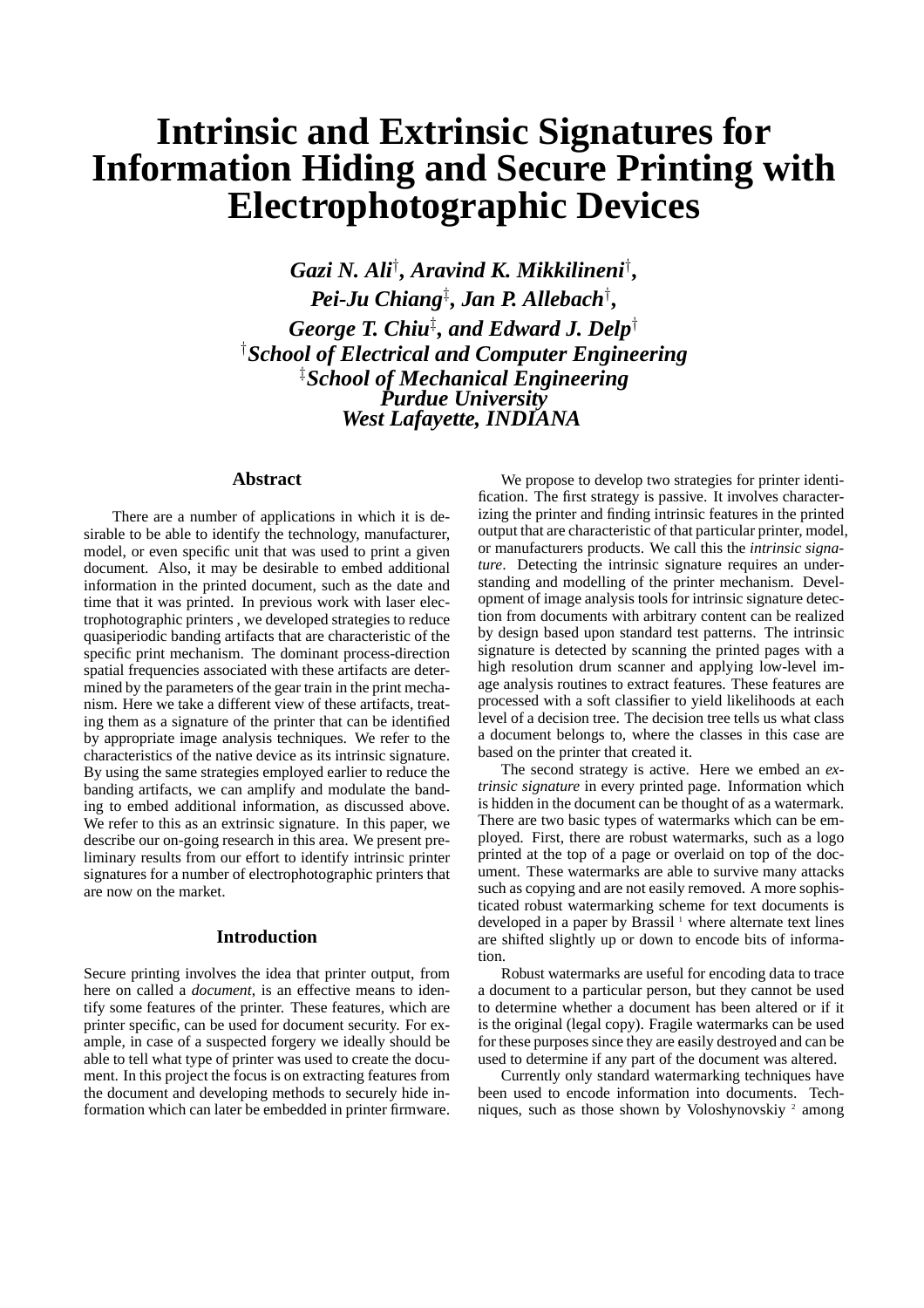# Intrinsic and Extrinsic Signatures for Information Hiding and Secure Printing with Electrophotographic Devices

***Gazi N. Ali*[†]*, Aravind K. Mikkilineni*[†]*,***
***Pei-Ju Chiang*[‡]*, Jan P. Allebach*[†]*,***
***George T. Chiu*[‡]*, and Edward J. Delp*[†]**
[†]***School of Electrical and Computer Engineering***
[‡]***School of Mechanical Engineering***
***Purdue University***
***West Lafayette, INDIANA***

## Abstract

There are a number of applications in which it is desirable to be able to identify the technology, manufacturer, model, or even specific unit that was used to print a given document. Also, it may be desirable to embed additional information in the printed document, such as the date and time that it was printed. In previous work with laser electrophotographic printers , we developed strategies to reduce quasiperiodic banding artifacts that are characteristic of the specific print mechanism. The dominant process-direction spatial frequencies associated with these artifacts are determined by the parameters of the gear train in the print mechanism. Here we take a different view of these artifacts, treating them as a signature of the printer that can be identified by appropriate image analysis techniques. We refer to the characteristics of the native device as its intrinsic signature. By using the same strategies employed earlier to reduce the banding artifacts, we can amplify and modulate the banding to embed additional information, as discussed above. We refer to this as an extrinsic signature. In this paper, we describe our on-going research in this area. We present preliminary results from our effort to identify intrinsic printer signatures for a number of electrophotographic printers that are now on the market.

## Introduction

Secure printing involves the idea that printer output, from here on called a *document*, is an effective means to identify some features of the printer. These features, which are printer specific, can be used for document security. For example, in case of a suspected forgery we ideally should be able to tell what type of printer was used to create the document. In this project the focus is on extracting features from the document and developing methods to securely hide information which can later be embedded in printer firmware.

We propose to develop two strategies for printer identification. The first strategy is passive. It involves characterizing the printer and finding intrinsic features in the printed output that are characteristic of that particular printer, model, or manufacturers products. We call this the *intrinsic signature*. Detecting the intrinsic signature requires an understanding and modelling of the printer mechanism. Development of image analysis tools for intrinsic signature detection from documents with arbitrary content can be realized by design based upon standard test patterns. The intrinsic signature is detected by scanning the printed pages with a high resolution drum scanner and applying low-level image analysis routines to extract features. These features are processed with a soft classifier to yield likelihoods at each level of a decision tree. The decision tree tells us what class a document belongs to, where the classes in this case are based on the printer that created it.

The second strategy is active. Here we embed an *extrinsic signature* in every printed page. Information which is hidden in the document can be thought of as a watermark. There are two basic types of watermarks which can be employed. First, there are robust watermarks, such as a logo printed at the top of a page or overlaid on top of the document. These watermarks are able to survive many attacks such as copying and are not easily removed. A more sophisticated robust watermarking scheme for text documents is developed in a paper by Brassil [1] where alternate text lines are shifted slightly up or down to encode bits of information.

Robust watermarks are useful for encoding data to trace a document to a particular person, but they cannot be used to determine whether a document has been altered or if it is the original (legal copy). Fragile watermarks can be used for these purposes since they are easily destroyed and can be used to determine if any part of the document was altered.

Currently only standard watermarking techniques have been used to encode information into documents. Techniques, such as those shown by Voloshynovskiy [2] among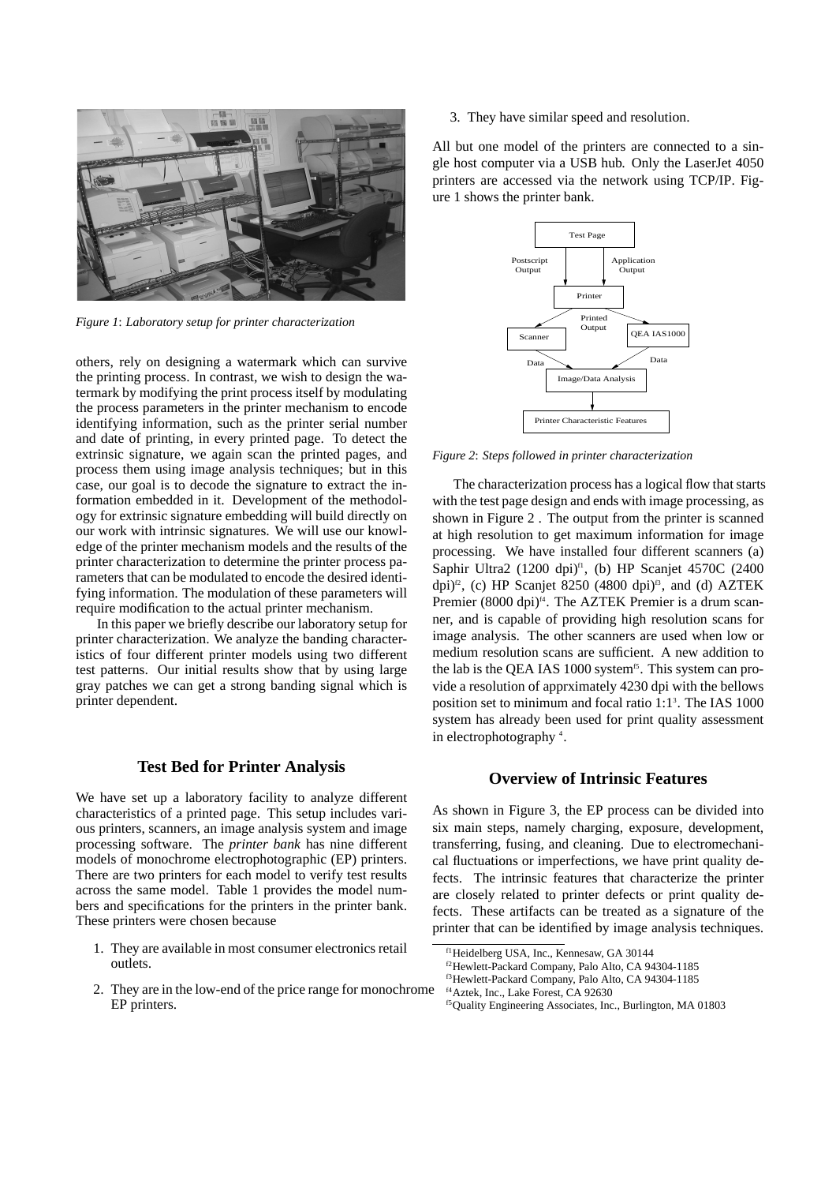*Figure 1*: *Laboratory setup for printer characterization*

others, rely on designing a watermark which can survive the printing process. In contrast, we wish to design the watermark by modifying the print process itself by modulating the process parameters in the printer mechanism to encode identifying information, such as the printer serial number and date of printing, in every printed page. To detect the extrinsic signature, we again scan the printed pages, and process them using image analysis techniques; but in this case, our goal is to decode the signature to extract the information embedded in it. Development of the methodology for extrinsic signature embedding will build directly on our work with intrinsic signatures. We will use our knowledge of the printer mechanism models and the results of the printer characterization to determine the printer process parameters that can be modulated to encode the desired identifying information. The modulation of these parameters will require modification to the actual printer mechanism.

In this paper we briefly describe our laboratory setup for printer characterization. We analyze the banding characteristics of four different printer models using two different test patterns. Our initial results show that by using large gray patches we can get a strong banding signal which is printer dependent.

## Test Bed for Printer Analysis

We have set up a laboratory facility to analyze different characteristics of a printed page. This setup includes various printers, scanners, an image analysis system and image processing software. The *printer bank* has nine different models of monochrome electrophotographic (EP) printers. There are two printers for each model to verify test results across the same model. Table 1 provides the model numbers and specifications for the printers in the printer bank. These printers were chosen because

1. They are available in most consumer electronics retail outlets.
2. They are in the low-end of the price range for monochrome EP printers.
3. They have similar speed and resolution.

All but one model of the printers are connected to a single host computer via a USB hub. Only the LaserJet 4050 printers are accessed via the network using TCP/IP. Figure 1 shows the printer bank.

*Figure 2*: *Steps followed in printer characterization*

The characterization process has a logical flow that starts with the test page design and ends with image processing, as shown in Figure 2 . The output from the printer is scanned at high resolution to get maximum information for image processing. We have installed four different scanners (a) Saphir Ultra2 (1200 dpi)[f1], (b) HP Scanjet 4570C (2400 dpi)[f2], (c) HP Scanjet 8250 (4800 dpi)[f3], and (d) AZTEK Premier (8000 dpi)[f4]. The AZTEK Premier is a drum scanner, and is capable of providing high resolution scans for image analysis. The other scanners are used when low or medium resolution scans are sufficient. A new addition to the lab is the QEA IAS 1000 system[f5]. This system can provide a resolution of apprximately 4230 dpi with the bellows position set to minimum and focal ratio 1:1[3]. The IAS 1000 system has already been used for print quality assessment in electrophotography [4].

## Overview of Intrinsic Features

As shown in Figure 3, the EP process can be divided into six main steps, namely charging, exposure, development, transferring, fusing, and cleaning. Due to electromechanical fluctuations or imperfections, we have print quality defects. The intrinsic features that characterize the printer are closely related to printer defects or print quality defects. These artifacts can be treated as a signature of the printer that can be identified by image analysis techniques.

---

[f1] Heidelberg USA, Inc., Kennesaw, GA 30144
[f2] Hewlett-Packard Company, Palo Alto, CA 94304-1185
[f3] Hewlett-Packard Company, Palo Alto, CA 94304-1185
[f4] Aztek, Inc., Lake Forest, CA 92630
[f5] Quality Engineering Associates, Inc., Burlington, MA 01803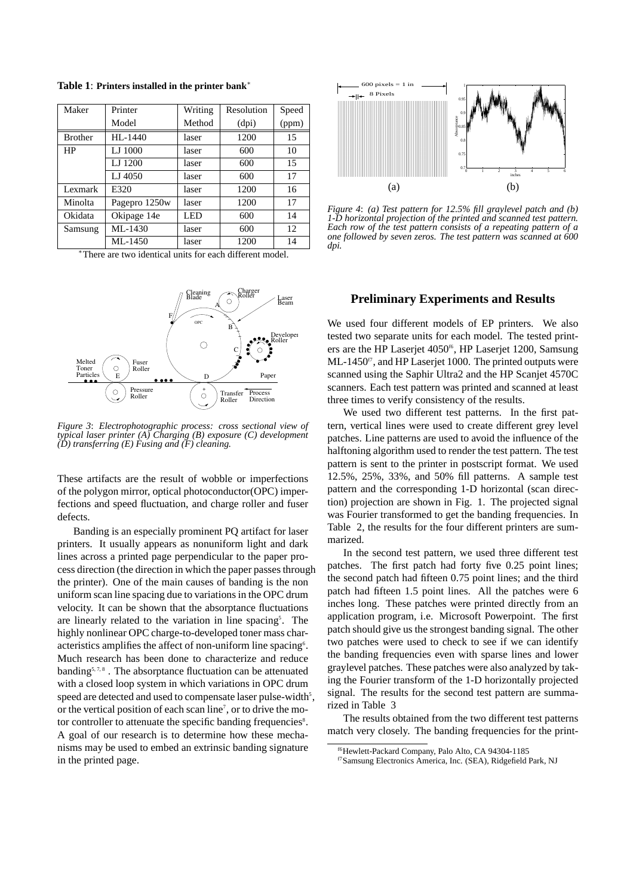**Table 1**: **Printers installed in the printer bank***

| Maker | Printer Model | Writing Method | Resolution (dpi) | Speed (ppm) |
|---|---|---|---|---|
| Brother | HL-1440 | laser | 1200 | 15 |
| HP | LJ 1000 | laser | 600 | 10 |
| | LJ 1200 | laser | 600 | 15 |
| | LJ 4050 | laser | 600 | 17 |
| Lexmark | E320 | laser | 1200 | 16 |
| Minolta | Pagepro 1250w | laser | 1200 | 17 |
| Okidata | Okipage 14e | LED | 600 | 14 |
| Samsung | ML-1430 | laser | 600 | 12 |
| | ML-1450 | laser | 1200 | 14 |

*There are two identical units for each different model.

*Figure 3*: *Electrophotographic process: cross sectional view of typical laser printer (A) Charging (B) exposure (C) development (D) transferring (E) Fusing and (F) cleaning.*

These artifacts are the result of wobble or imperfections of the polygon mirror, optical photoconductor(OPC) imperfections and speed fluctuation, and charge roller and fuser defects.

Banding is an especially prominent PQ artifact for laser printers. It usually appears as nonuniform light and dark lines across a printed page perpendicular to the paper process direction (the direction in which the paper passes through the printer). One of the main causes of banding is the non uniform scan line spacing due to variations in the OPC drum velocity. It can be shown that the absorptance fluctuations are linearly related to the variation in line spacing[5]. The highly nonlinear OPC charge-to-developed toner mass characteristics amplifies the affect of non-uniform line spacing[6]. Much research has been done to characterize and reduce banding[5, 7, 8]. The absorptance fluctuation can be attenuated with a closed loop system in which variations in OPC drum speed are detected and used to compensate laser pulse-width[5], or the vertical position of each scan line[7], or to drive the motor controller to attenuate the specific banding frequencies[8]. A goal of our research is to determine how these mechanisms may be used to embed an extrinsic banding signature in the printed page.

*Figure 4*: *(a) Test pattern for 12.5% fill graylevel patch and (b) 1-D horizontal projection of the printed and scanned test pattern. Each row of the test pattern consists of a repeating pattern of a one followed by seven zeros. The test pattern was scanned at 600 dpi.*

## Preliminary Experiments and Results

We used four different models of EP printers. We also tested two separate units for each model. The tested printers are the HP Laserjet 4050[f6], HP Laserjet 1200, Samsung ML-1450[f7], and HP Laserjet 1000. The printed outputs were scanned using the Saphir Ultra2 and the HP Scanjet 4570C scanners. Each test pattern was printed and scanned at least three times to verify consistency of the results.

We used two different test patterns. In the first pattern, vertical lines were used to create different grey level patches. Line patterns are used to avoid the influence of the halftoning algorithm used to render the test pattern. The test pattern is sent to the printer in postscript format. We used 12.5%, 25%, 33%, and 50% fill patterns. A sample test pattern and the corresponding 1-D horizontal (scan direction) projection are shown in Fig. 1. The projected signal was Fourier transformed to get the banding frequencies. In Table 2, the results for the four different printers are summarized.

In the second test pattern, we used three different test patches. The first patch had forty five 0.25 point lines; the second patch had fifteen 0.75 point lines; and the third patch had fifteen 1.5 point lines. All the patches were 6 inches long. These patches were printed directly from an application program, i.e. Microsoft Powerpoint. The first patch should give us the strongest banding signal. The other two patches were used to check to see if we can identify the banding frequencies even with sparse lines and lower graylevel patches. These patches were also analyzed by taking the Fourier transform of the 1-D horizontally projected signal. The results for the second test pattern are summarized in Table 3

The results obtained from the two different test patterns match very closely. The banding frequencies for the print-

[f6] Hewlett-Packard Company, Palo Alto, CA 94304-1185

[f7] Samsung Electronics America, Inc. (SEA), Ridgefield Park, NJ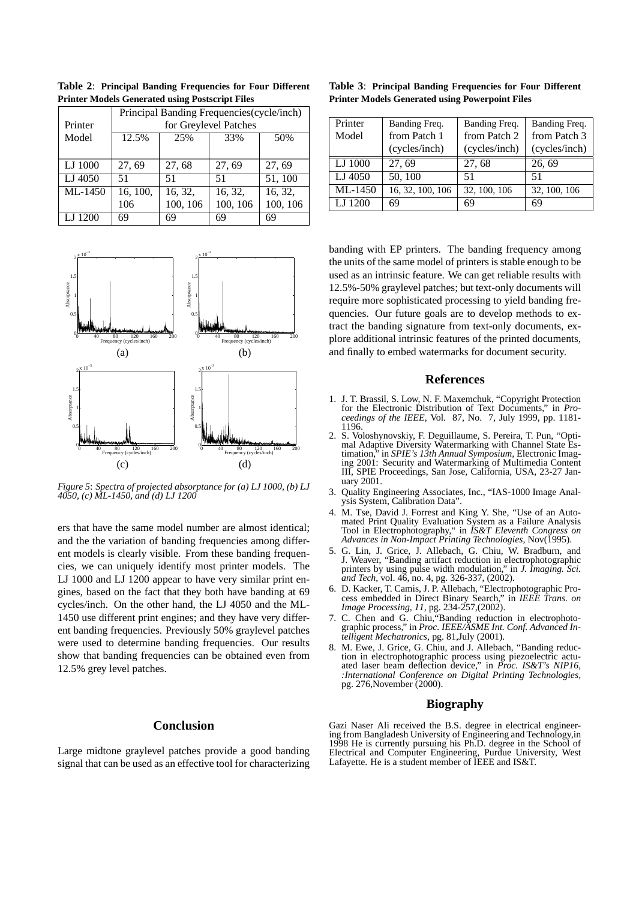**Table 2**: **Principal Banding Frequencies for Four Different Printer Models Generated using Postscript Files**

| Printer Model | Principal Banding Frequencies(cycle/inch) for Greylevel Patches | | | |
|---|---|---|---|---|
| | 12.5% | 25% | 33% | 50% |
| LJ 1000 | 27, 69 | 27, 68 | 27, 69 | 27, 69 |
| LJ 4050 | 51 | 51 | 51 | 51, 100 |
| ML-1450 | 16, 100, 106 | 16, 32, 100, 106 | 16, 32, 100, 106 | 16, 32, 100, 106 |
| LJ 1200 | 69 | 69 | 69 | 69 |

2 x 10^-3
Absorptance
Frequency (cycles/inch)
0 40 80 120 160 200
(a)
(b)
(c)
(d)

*Figure 5*: *Spectra of projected absorptance for (a) LJ 1000, (b) LJ 4050, (c) ML-1450, and (d) LJ 1200*

ers that have the same model number are almost identical; and the the variation of banding frequencies among different models is clearly visible. From these banding frequencies, we can uniquely identify most printer models. The LJ 1000 and LJ 1200 appear to have very similar print engines, based on the fact that they both have banding at 69 cycles/inch. On the other hand, the LJ 4050 and the ML-1450 use different print engines; and they have very different banding frequencies. Previously 50% graylevel patches were used to determine banding frequencies. Our results show that banding frequencies can be obtained even from 12.5% grey level patches.

## Conclusion

Large midtone graylevel patches provide a good banding signal that can be used as an effective tool for characterizing banding with EP printers. The banding frequency among the units of the same model of printers is stable enough to be used as an intrinsic feature. We can get reliable results with 12.5%-50% graylevel patches; but text-only documents will require more sophisticated processing to yield banding frequencies. Our future goals are to develop methods to extract the banding signature from text-only documents, explore additional intrinsic features of the printed documents, and finally to embed watermarks for document security.

**Table 3**: **Principal Banding Frequencies for Four Different Printer Models Generated using Powerpoint Files**

| Printer Model | Banding Freq. from Patch 1 (cycles/inch) | Banding Freq. from Patch 2 (cycles/inch) | Banding Freq. from Patch 3 (cycles/inch) |
|---|---|---|---|
| LJ 1000 | 27, 69 | 27, 68 | 26, 69 |
| LJ 4050 | 50, 100 | 51 | 51 |
| ML-1450 | 16, 32, 100, 106 | 32, 100, 106 | 32, 100, 106 |
| LJ 1200 | 69 | 69 | 69 |

## References

1. J. T. Brassil, S. Low, N. F. Maxemchuk, "Copyright Protection for the Electronic Distribution of Text Documents," in *Proceedings of the IEEE*, Vol. 87, No. 7, July 1999, pp. 1181-1196.
2. S. Voloshynovskiy, F. Deguillaume, S. Pereira, T. Pun, "Optimal Adaptive Diversity Watermarking with Channel State Estimation," in *SPIE's 13th Annual Symposium*, Electronic Imaging 2001: Security and Watermarking of Multimedia Content III, SPIE Proceedings, San Jose, California, USA, 23-27 January 2001.
3. Quality Engineering Associates, Inc., "IAS-1000 Image Analysis System, Calibration Data".
4. M. Tse, David J. Forrest and King Y. She, "Use of an Automated Print Quality Evaluation System as a Failure Analysis Tool in Electrophotography," in *IS&T Eleventh Congress on Advances in Non-Impact Printing Technologies*, Nov(1995).
5. G. Lin, J. Grice, J. Allebach, G. Chiu, W. Bradburn, and J. Weaver, "Banding artifact reduction in electrophotographic printers by using pulse width modulation," in *J. Imaging. Sci. and Tech*, vol. 46, no. 4, pg. 326-337, (2002).
6. D. Kacker, T. Camis, J. P. Allebach, "Electrophotographic Process embedded in Direct Binary Search," in *IEEE Trans. on Image Processing, 11*, pg. 234-257,(2002).
7. C. Chen and G. Chiu,"Banding reduction in electrophotographic process," in *Proc. IEEE/ASME Int. Conf. Advanced Intelligent Mechatronics*, pg. 81,July (2001).
8. M. Ewe, J. Grice, G. Chiu, and J. Allebach, "Banding reduction in electrophotographic process using piezoelectric actuated laser beam deflection device," in *Proc. IS&T's NIP16, :International Conference on Digital Printing Technologies*, pg. 276,November (2000).

## Biography

Gazi Naser Ali received the B.S. degree in electrical engineering from Bangladesh University of Engineering and Technology,in 1998 He is currently pursuing his Ph.D. degree in the School of Electrical and Computer Engineering, Purdue University, West Lafayette. He is a student member of IEEE and IS&T.